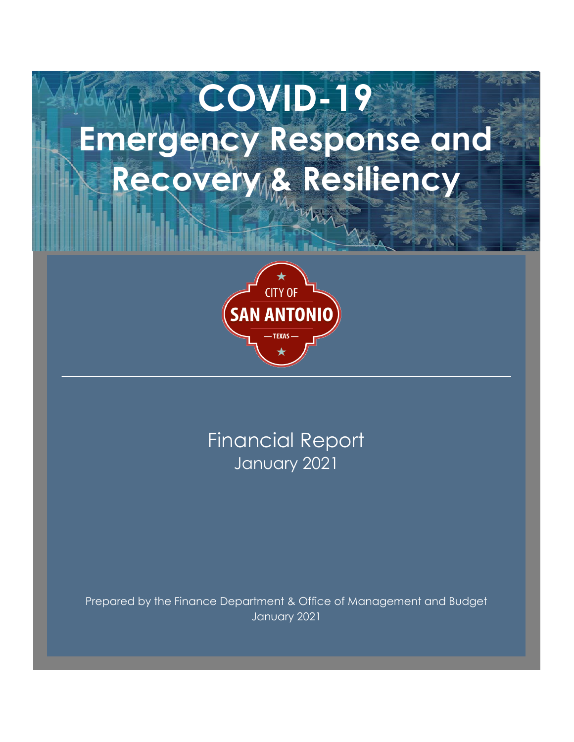# COVID-19 Emergency Response and Recovery & Resiliency

CITY OF SAN ANTONIO — TEXAS —

Financial Report
January 2021

Prepared by the Finance Department & Office of Management and Budget
January 2021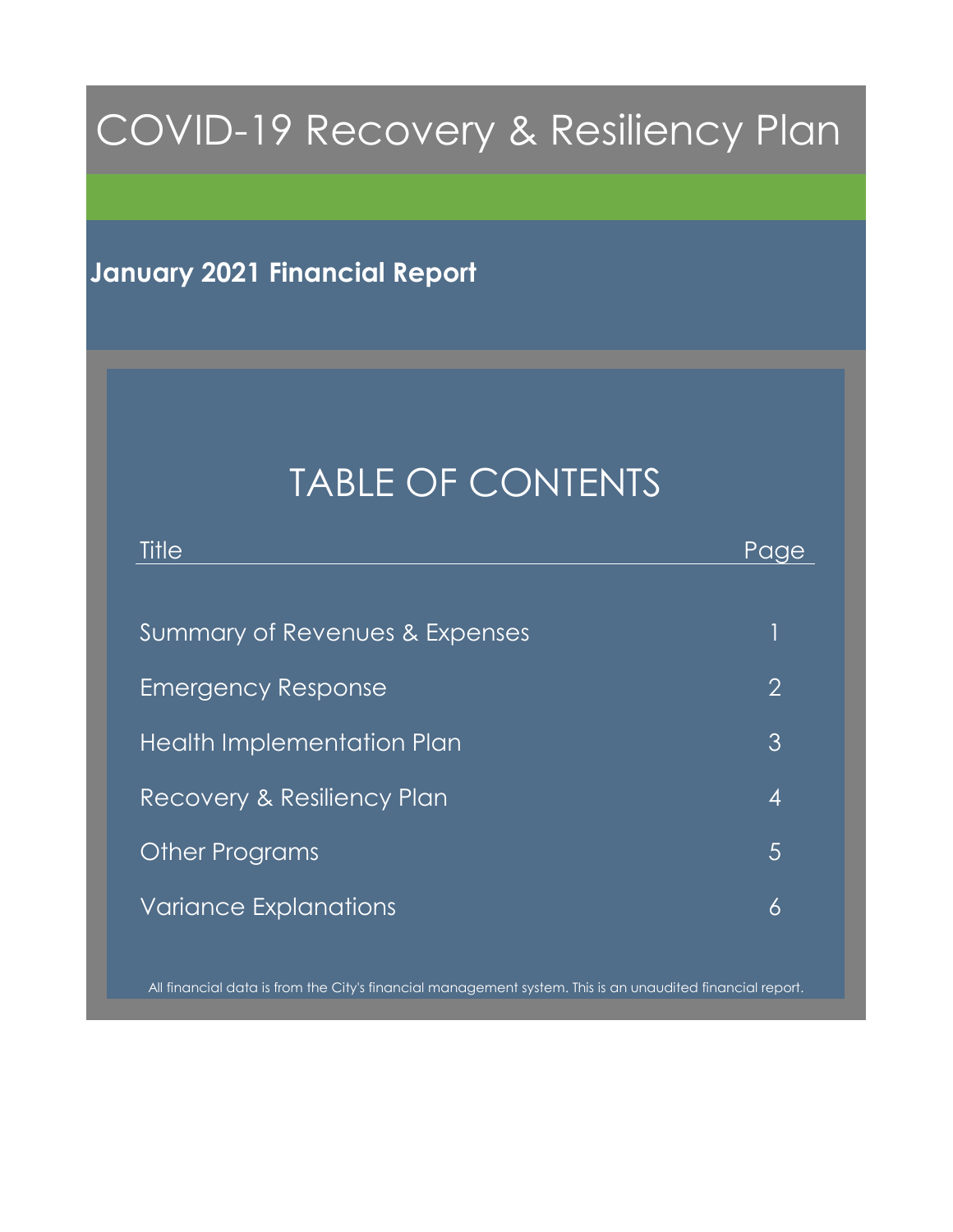# COVID-19 Recovery & Resiliency Plan

## January 2021 Financial Report

## TABLE OF CONTENTS

| Title | Page |
|---|---|
| Summary of Revenues & Expenses | 1 |
| Emergency Response | 2 |
| Health Implementation Plan | 3 |
| Recovery & Resiliency Plan | 4 |
| Other Programs | 5 |
| Variance Explanations | 6 |

All financial data is from the City's financial management system. This is an unaudited financial report.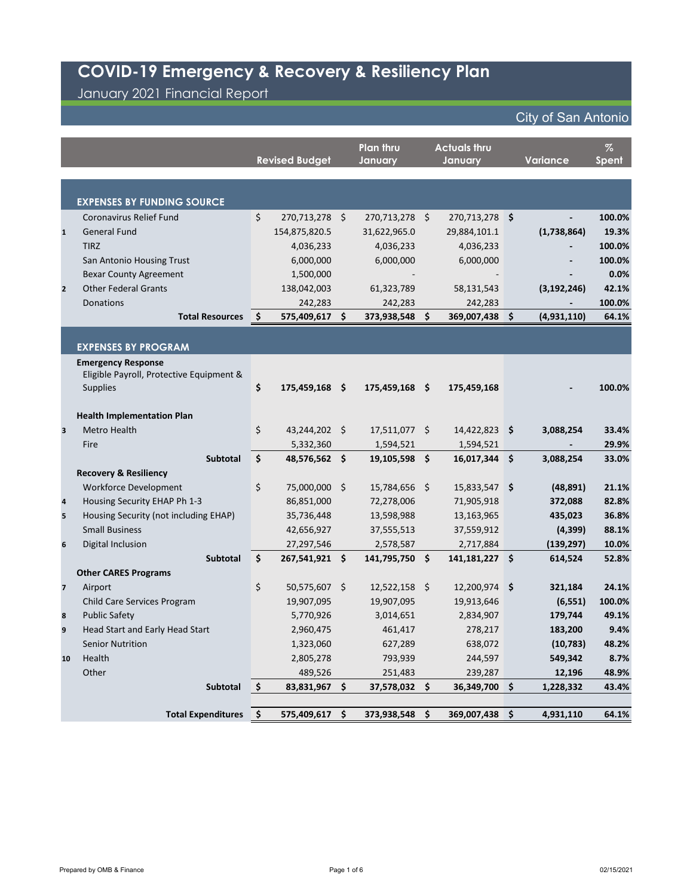# COVID-19 Emergency & Recovery & Resiliency Plan

January 2021 Financial Report

City of San Antonio

| | | Revised Budget | Plan thru January | Actuals thru January | Variance | % Spent |
|---|---|---|---|---|---|---|
| | **EXPENSES BY FUNDING SOURCE** | | | | | |
| | Coronavirus Relief Fund | $ 270,713,278 | $ 270,713,278 | $ 270,713,278 | $ - | 100.0% |
| 1 | General Fund | 154,875,820.5 | 31,622,965.0 | 29,884,101.1 | (1,738,864) | 19.3% |
| | TIRZ | 4,036,233 | 4,036,233 | 4,036,233 | - | 100.0% |
| | San Antonio Housing Trust | 6,000,000 | 6,000,000 | 6,000,000 | - | 100.0% |
| | Bexar County Agreement | 1,500,000 | - | - | - | 0.0% |
| 2 | Other Federal Grants | 138,042,003 | 61,323,789 | 58,131,543 | (3,192,246) | 42.1% |
| | Donations | 242,283 | 242,283 | 242,283 | - | 100.0% |
| | **Total Resources** | **$ 575,409,617** | **$ 373,938,548** | **$ 369,007,438** | **$ (4,931,110)** | **64.1%** |
| | **EXPENSES BY PROGRAM** | | | | | |
| | **Emergency Response** | | | | | |
| | Eligible Payroll, Protective Equipment & Supplies | **$ 175,459,168** | **$ 175,459,168** | **$ 175,459,168** | **-** | **100.0%** |
| | **Health Implementation Plan** | | | | | |
| 3 | Metro Health | $ 43,244,202 | $ 17,511,077 | $ 14,422,823 | $ 3,088,254 | 33.4% |
| | Fire | 5,332,360 | 1,594,521 | 1,594,521 | - | 29.9% |
| | **Subtotal** | **$ 48,576,562** | **$ 19,105,598** | **$ 16,017,344** | **$ 3,088,254** | **33.0%** |
| | **Recovery & Resiliency** | | | | | |
| | Workforce Development | $ 75,000,000 | $ 15,784,656 | $ 15,833,547 | $ (48,891) | 21.1% |
| 4 | Housing Security EHAP Ph 1-3 | 86,851,000 | 72,278,006 | 71,905,918 | 372,088 | 82.8% |
| 5 | Housing Security (not including EHAP) | 35,736,448 | 13,598,988 | 13,163,965 | 435,023 | 36.8% |
| | Small Business | 42,656,927 | 37,555,513 | 37,559,912 | (4,399) | 88.1% |
| 6 | Digital Inclusion | 27,297,546 | 2,578,587 | 2,717,884 | (139,297) | 10.0% |
| | **Subtotal** | **$ 267,541,921** | **$ 141,795,750** | **$ 141,181,227** | **$ 614,524** | **52.8%** |
| | **Other CARES Programs** | | | | | |
| 7 | Airport | $ 50,575,607 | $ 12,522,158 | $ 12,200,974 | $ 321,184 | 24.1% |
| | Child Care Services Program | 19,907,095 | 19,907,095 | 19,913,646 | (6,551) | 100.0% |
| 8 | Public Safety | 5,770,926 | 3,014,651 | 2,834,907 | 179,744 | 49.1% |
| 9 | Head Start and Early Head Start | 2,960,475 | 461,417 | 278,217 | 183,200 | 9.4% |
| | Senior Nutrition | 1,323,060 | 627,289 | 638,072 | (10,783) | 48.2% |
| 10 | Health | 2,805,278 | 793,939 | 244,597 | 549,342 | 8.7% |
| | Other | 489,526 | 251,483 | 239,287 | 12,196 | 48.9% |
| | **Subtotal** | **$ 83,831,967** | **$ 37,578,032** | **$ 36,349,700** | **$ 1,228,332** | **43.4%** |
| | **Total Expenditures** | **$ 575,409,617** | **$ 373,938,548** | **$ 369,007,438** | **$ 4,931,110** | **64.1%** |

Prepared by OMB & Finance

02/15/2021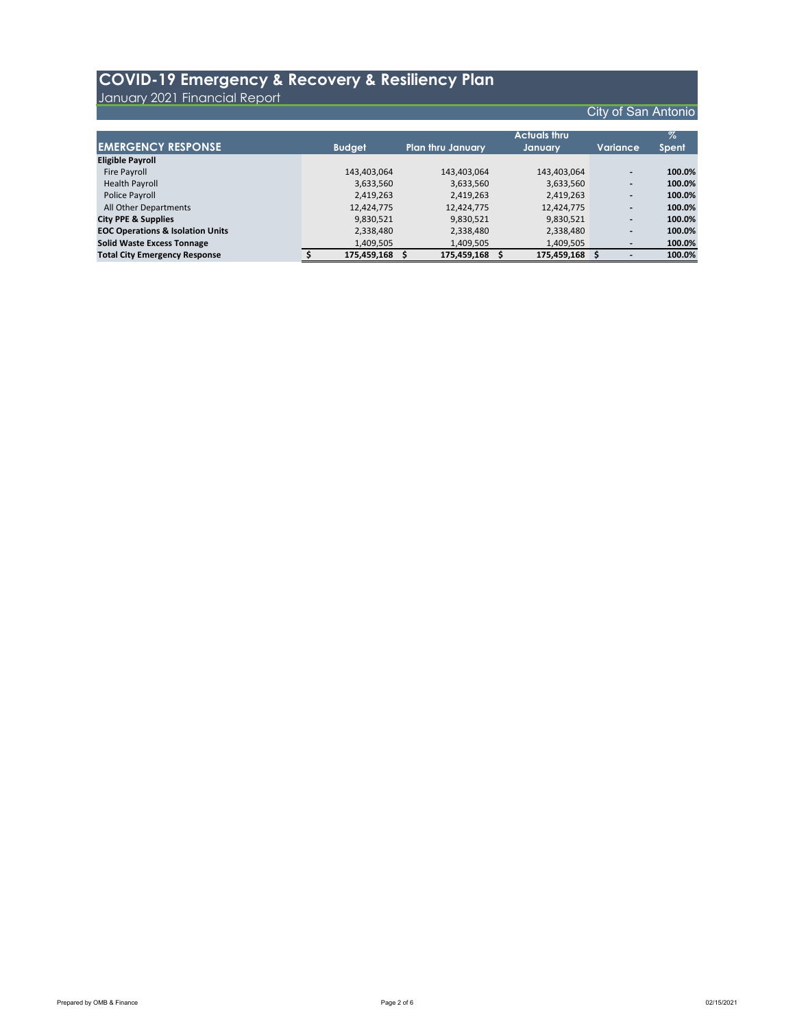# COVID-19 Emergency & Recovery & Resiliency Plan

January 2021 Financial Report

City of San Antonio

| EMERGENCY RESPONSE | Budget | Plan thru January | Actuals thru January | Variance | % Spent |
|---|---|---|---|---|---|
| **Eligible Payroll** | | | | | |
| Fire Payroll | 143,403,064 | 143,403,064 | 143,403,064 | - | **100.0%** |
| Health Payroll | 3,633,560 | 3,633,560 | 3,633,560 | - | **100.0%** |
| Police Payroll | 2,419,263 | 2,419,263 | 2,419,263 | - | **100.0%** |
| All Other Departments | 12,424,775 | 12,424,775 | 12,424,775 | - | **100.0%** |
| **City PPE & Supplies** | 9,830,521 | 9,830,521 | 9,830,521 | - | **100.0%** |
| **EOC Operations & Isolation Units** | 2,338,480 | 2,338,480 | 2,338,480 | - | **100.0%** |
| **Solid Waste Excess Tonnage** | 1,409,505 | 1,409,505 | 1,409,505 | - | **100.0%** |
| **Total City Emergency Response** | **$ 175,459,168** | **$ 175,459,168** | **$ 175,459,168** | **$ -** | **100.0%** |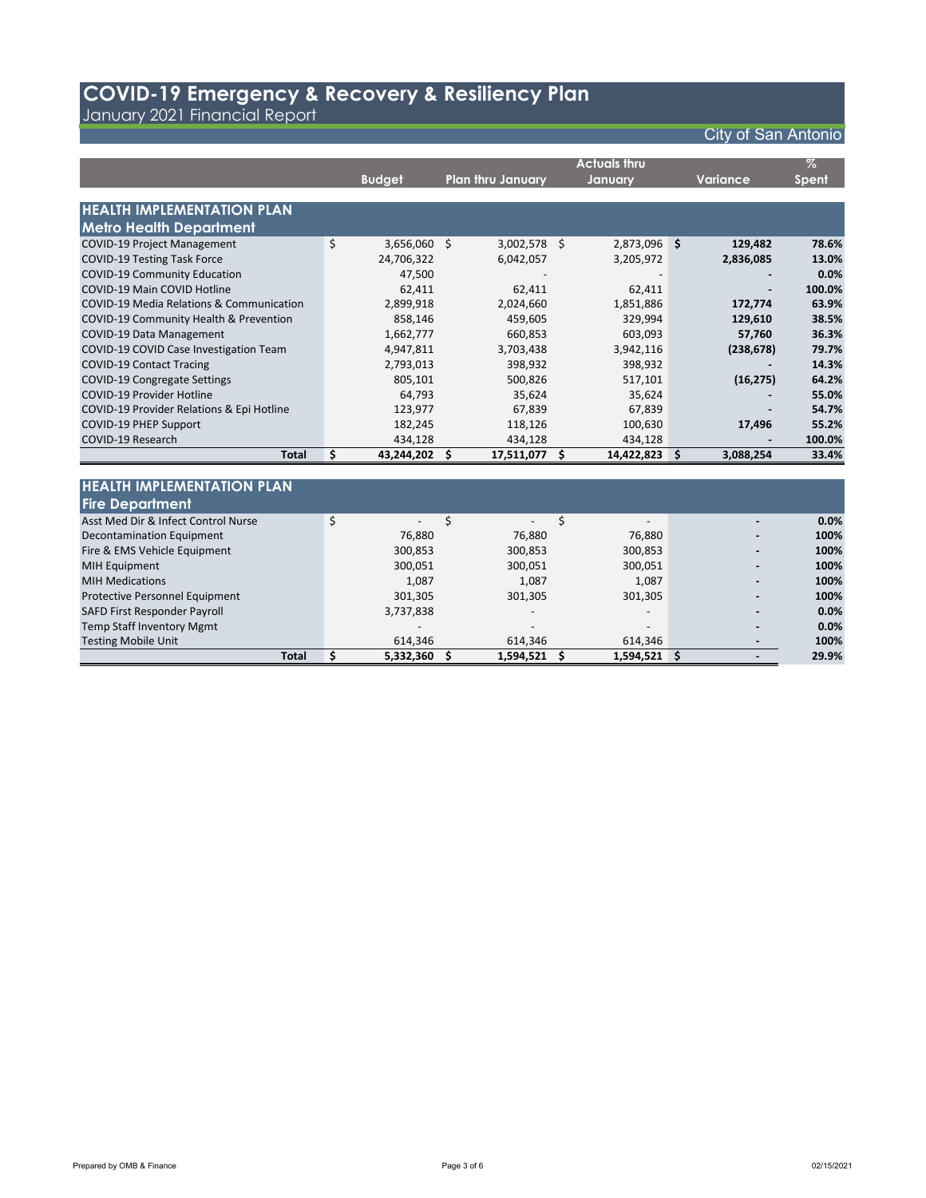# COVID-19 Emergency & Recovery & Resiliency Plan

January 2021 Financial Report

City of San Antonio

| | Budget | Plan thru January | Actuals thru January | Variance | % Spent |
|---|---|---|---|---|---|
| **HEALTH IMPLEMENTATION PLAN** | | | | | |
| **Metro Health Department** | | | | | |
| COVID-19 Project Management | $ 3,656,060 | $ 3,002,578 | $ 2,873,096 | **$ 129,482** | **78.6%** |
| COVID-19 Testing Task Force | 24,706,322 | 6,042,057 | 3,205,972 | **2,836,085** | **13.0%** |
| COVID-19 Community Education | 47,500 | - | - | **-** | **0.0%** |
| COVID-19 Main COVID Hotline | 62,411 | 62,411 | 62,411 | **-** | **100.0%** |
| COVID-19 Media Relations & Communication | 2,899,918 | 2,024,660 | 1,851,886 | **172,774** | **63.9%** |
| COVID-19 Community Health & Prevention | 858,146 | 459,605 | 329,994 | **129,610** | **38.5%** |
| COVID-19 Data Management | 1,662,777 | 660,853 | 603,093 | **57,760** | **36.3%** |
| COVID-19 COVID Case Investigation Team | 4,947,811 | 3,703,438 | 3,942,116 | **(238,678)** | **79.7%** |
| COVID-19 Contact Tracing | 2,793,013 | 398,932 | 398,932 | **-** | **14.3%** |
| COVID-19 Congregate Settings | 805,101 | 500,826 | 517,101 | **(16,275)** | **64.2%** |
| COVID-19 Provider Hotline | 64,793 | 35,624 | 35,624 | **-** | **55.0%** |
| COVID-19 Provider Relations & Epi Hotline | 123,977 | 67,839 | 67,839 | **-** | **54.7%** |
| COVID-19 PHEP Support | 182,245 | 118,126 | 100,630 | **17,496** | **55.2%** |
| COVID-19 Research | 434,128 | 434,128 | 434,128 | **-** | **100.0%** |
| **Total** | **$ 43,244,202** | **$ 17,511,077** | **$ 14,422,823** | **$ 3,088,254** | **33.4%** |

| | Budget | Plan thru January | Actuals thru January | Variance | % Spent |
|---|---|---|---|---|---|
| **HEALTH IMPLEMENTATION PLAN** | | | | | |
| **Fire Department** | | | | | |
| Asst Med Dir & Infect Control Nurse | $ - | $ - | $ - | **-** | **0.0%** |
| Decontamination Equipment | 76,880 | 76,880 | 76,880 | **-** | **100%** |
| Fire & EMS Vehicle Equipment | 300,853 | 300,853 | 300,853 | **-** | **100%** |
| MIH Equipment | 300,051 | 300,051 | 300,051 | **-** | **100%** |
| MIH Medications | 1,087 | 1,087 | 1,087 | **-** | **100%** |
| Protective Personnel Equipment | 301,305 | 301,305 | 301,305 | **-** | **100%** |
| SAFD First Responder Payroll | 3,737,838 | - | - | **-** | **0.0%** |
| Temp Staff Inventory Mgmt | - | - | - | **-** | **0.0%** |
| Testing Mobile Unit | 614,346 | 614,346 | 614,346 | **-** | **100%** |
| **Total** | **$ 5,332,360** | **$ 1,594,521** | **$ 1,594,521** | **$ -** | **29.9%** |

Prepared by OMB & Finance

02/15/2021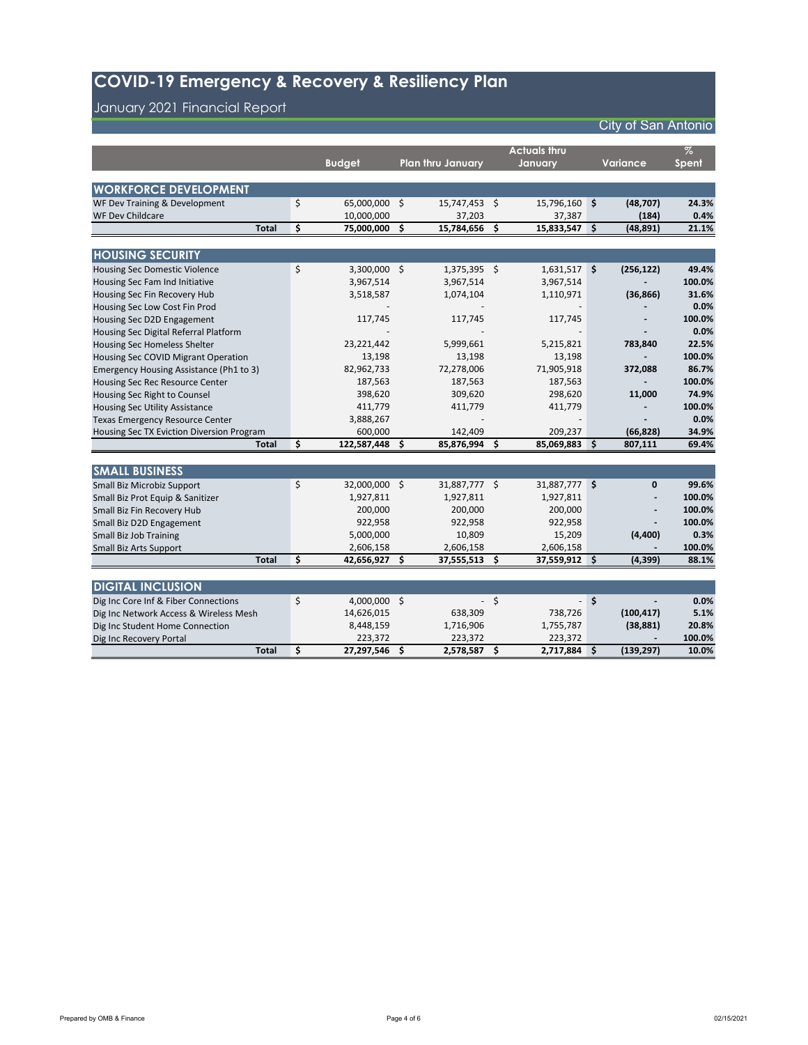# COVID-19 Emergency & Recovery & Resiliency Plan

January 2021 Financial Report

City of San Antonio

| | Budget | Plan thru January | Actuals thru January | Variance | % Spent |
|---|---|---|---|---|---|
| **WORKFORCE DEVELOPMENT** | | | | | |
| WF Dev Training & Development | $ 65,000,000 | $ 15,747,453 | $ 15,796,160 | $ (48,707) | 24.3% |
| WF Dev Childcare | 10,000,000 | 37,203 | 37,387 | (184) | 0.4% |
| **Total** | **$ 75,000,000** | **$ 15,784,656** | **$ 15,833,547** | **$ (48,891)** | **21.1%** |
| **HOUSING SECURITY** | | | | | |
| Housing Sec Domestic Violence | $ 3,300,000 | $ 1,375,395 | $ 1,631,517 | $ (256,122) | 49.4% |
| Housing Sec Fam Ind Initiative | 3,967,514 | 3,967,514 | 3,967,514 | - | 100.0% |
| Housing Sec Fin Recovery Hub | 3,518,587 | 1,074,104 | 1,110,971 | (36,866) | 31.6% |
| Housing Sec Low Cost Fin Prod | - | - | - | - | 0.0% |
| Housing Sec D2D Engagement | 117,745 | 117,745 | 117,745 | - | 100.0% |
| Housing Sec Digital Referral Platform | - | - | - | - | 0.0% |
| Housing Sec Homeless Shelter | 23,221,442 | 5,999,661 | 5,215,821 | 783,840 | 22.5% |
| Housing Sec COVID Migrant Operation | 13,198 | 13,198 | 13,198 | - | 100.0% |
| Emergency Housing Assistance (Ph1 to 3) | 82,962,733 | 72,278,006 | 71,905,918 | 372,088 | 86.7% |
| Housing Sec Rec Resource Center | 187,563 | 187,563 | 187,563 | - | 100.0% |
| Housing Sec Right to Counsel | 398,620 | 309,620 | 298,620 | 11,000 | 74.9% |
| Housing Sec Utility Assistance | 411,779 | 411,779 | 411,779 | - | 100.0% |
| Texas Emergency Resource Center | 3,888,267 | - | - | - | 0.0% |
| Housing Sec TX Eviction Diversion Program | 600,000 | 142,409 | 209,237 | (66,828) | 34.9% |
| **Total** | **$ 122,587,448** | **$ 85,876,994** | **$ 85,069,883** | **$ 807,111** | **69.4%** |
| **SMALL BUSINESS** | | | | | |
| Small Biz Microbiz Support | $ 32,000,000 | $ 31,887,777 | $ 31,887,777 | $ 0 | 99.6% |
| Small Biz Prot Equip & Sanitizer | 1,927,811 | 1,927,811 | 1,927,811 | - | 100.0% |
| Small Biz Fin Recovery Hub | 200,000 | 200,000 | 200,000 | - | 100.0% |
| Small Biz D2D Engagement | 922,958 | 922,958 | 922,958 | - | 100.0% |
| Small Biz Job Training | 5,000,000 | 10,809 | 15,209 | (4,400) | 0.3% |
| Small Biz Arts Support | 2,606,158 | 2,606,158 | 2,606,158 | - | 100.0% |
| **Total** | **$ 42,656,927** | **$ 37,555,513** | **$ 37,559,912** | **$ (4,399)** | **88.1%** |
| **DIGITAL INCLUSION** | | | | | |
| Dig Inc Core Inf & Fiber Connections | $ 4,000,000 | $ - | $ - | $ - | 0.0% |
| Dig Inc Network Access & Wireless Mesh | 14,626,015 | 638,309 | 738,726 | (100,417) | 5.1% |
| Dig Inc Student Home Connection | 8,448,159 | 1,716,906 | 1,755,787 | (38,881) | 20.8% |
| Dig Inc Recovery Portal | 223,372 | 223,372 | 223,372 | - | 100.0% |
| **Total** | **$ 27,297,546** | **$ 2,578,587** | **$ 2,717,884** | **$ (139,297)** | **10.0%** |

Prepared by OMB & Finance

02/15/2021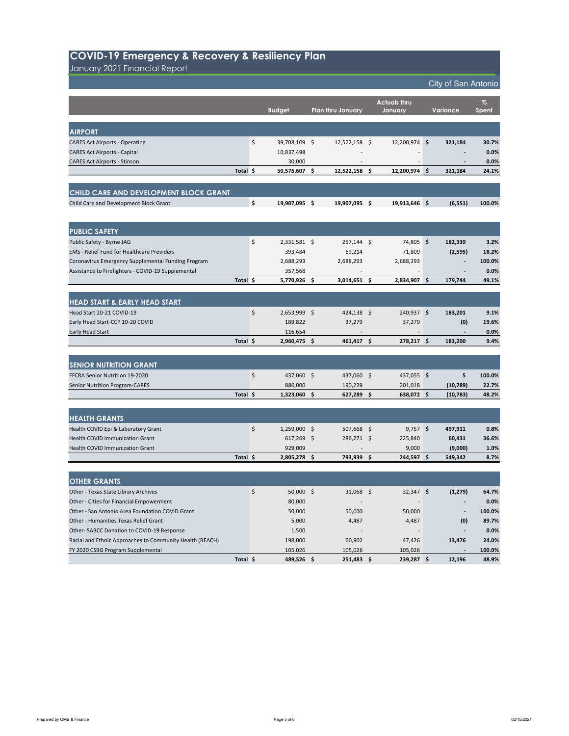# COVID-19 Emergency & Recovery & Resiliency Plan

January 2021 Financial Report

City of San Antonio

| | Budget | Plan thru January | Actuals thru January | Variance | % Spent |
|---|---|---|---|---|---|
| **AIRPORT** | | | | | |
| CARES Act Airports - Operating | $ 39,708,109 | $ 12,522,158 | $ 12,200,974 | $ 321,184 | 30.7% |
| CARES Act Airports - Capital | 10,837,498 | - | - | - | 0.0% |
| CARES Act Airports - Stinson | 30,000 | - | - | - | 0.0% |
| **Total** | **$ 50,575,607** | **$ 12,522,158** | **$ 12,200,974** | **$ 321,184** | **24.1%** |
| **CHILD CARE AND DEVELOPMENT BLOCK GRANT** | | | | | |
| Child Care and Development Block Grant | **$ 19,907,095** | **$ 19,907,095** | **$ 19,913,646** | **$ (6,551)** | **100.0%** |
| **PUBLIC SAFETY** | | | | | |
| Public Safety - Byrne JAG | $ 2,331,581 | $ 257,144 | $ 74,805 | $ 182,339 | 3.2% |
| EMS - Relief Fund for Healthcare Providers | 393,484 | 69,214 | 71,809 | (2,595) | 18.2% |
| Coronavirus Emergency Supplemental Funding Program | 2,688,293 | 2,688,293 | 2,688,293 | - | 100.0% |
| Assistance to Firefighters - COVID-19 Supplemental | 357,568 | - | - | - | 0.0% |
| **Total** | **$ 5,770,926** | **$ 3,014,651** | **$ 2,834,907** | **$ 179,744** | **49.1%** |
| **HEAD START & EARLY HEAD START** | | | | | |
| Head Start 20-21 COVID-19 | $ 2,653,999 | $ 424,138 | $ 240,937 | $ 183,201 | 9.1% |
| Early Head Start-CCP 19-20 COVID | 189,822 | 37,279 | 37,279 | (0) | 19.6% |
| Early Head Start | 116,654 | - | - | - | 0.0% |
| **Total** | **$ 2,960,475** | **$ 461,417** | **$ 278,217** | **$ 183,200** | **9.4%** |
| **SENIOR NUTRITION GRANT** | | | | | |
| FFCRA Senior Nutrition 19-2020 | $ 437,060 | $ 437,060 | $ 437,055 | $ 5 | 100.0% |
| Senior Nutrition Program-CARES | 886,000 | 190,229 | 201,018 | (10,789) | 22.7% |
| **Total** | **$ 1,323,060** | **$ 627,289** | **$ 638,072** | **$ (10,783)** | **48.2%** |
| **HEALTH GRANTS** | | | | | |
| Health COVID Epi & Laboratory Grant | $ 1,259,000 | $ 507,668 | $ 9,757 | $ 497,911 | 0.8% |
| Health COVID Immunization Grant | 617,269 | $ 286,271 | $ 225,840 | 60,431 | 36.6% |
| Health COVID Immunization Grant | 929,009 | - | 9,000 | (9,000) | 1.0% |
| **Total** | **$ 2,805,278** | **$ 793,939** | **$ 244,597** | **$ 549,342** | **8.7%** |
| **OTHER GRANTS** | | | | | |
| Other - Texas State Library Archives | $ 50,000 | $ 31,068 | $ 32,347 | $ (1,279) | 64.7% |
| Other - Cities for Financial Empowerment | 80,000 | - | - | - | 0.0% |
| Other - San Antonio Area Foundation COVID Grant | 50,000 | 50,000 | 50,000 | - | 100.0% |
| Other - Humanities Texas Relief Grant | 5,000 | 4,487 | 4,487 | (0) | 89.7% |
| Other- SABCC Donation to COVID-19 Response | 1,500 | - | - | - | 0.0% |
| Racial and Ethnic Approaches to Community Health (REACH) | 198,000 | 60,902 | 47,426 | 13,476 | 24.0% |
| FY 2020 CSBG Program Supplemental | 105,026 | 105,026 | 105,026 | - | 100.0% |
| **Total** | **$ 489,526** | **$ 251,483** | **$ 239,287** | **$ 12,196** | **48.9%** |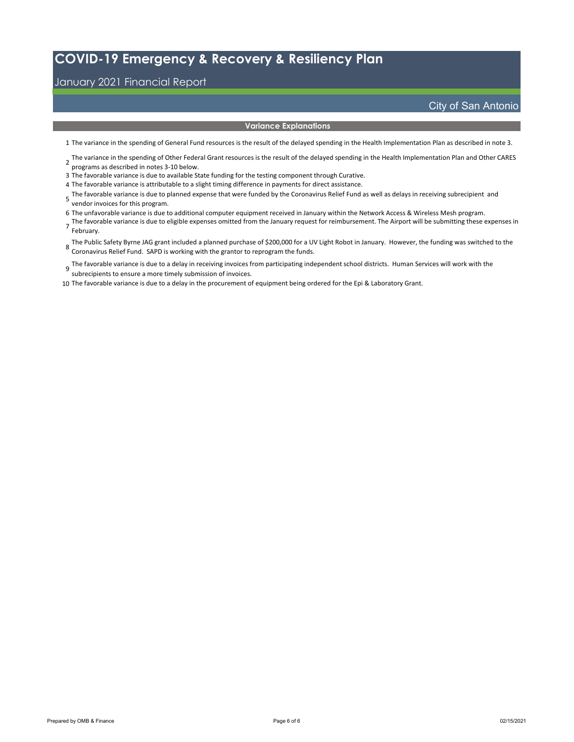# COVID-19 Emergency & Recovery & Resiliency Plan

January 2021 Financial Report

City of San Antonio

## Variance Explanations

1. The variance in the spending of General Fund resources is the result of the delayed spending in the Health Implementation Plan as described in note 3.
2. The variance in the spending of Other Federal Grant resources is the result of the delayed spending in the Health Implementation Plan and Other CARES programs as described in notes 3-10 below.
3. The favorable variance is due to available State funding for the testing component through Curative.
4. The favorable variance is attributable to a slight timing difference in payments for direct assistance.
5. The favorable variance is due to planned expense that were funded by the Coronavirus Relief Fund as well as delays in receiving subrecipient and vendor invoices for this program.
6. The unfavorable variance is due to additional computer equipment received in January within the Network Access & Wireless Mesh program.
7. The favorable variance is due to eligible expenses omitted from the January request for reimbursement. The Airport will be submitting these expenses in February.
8. The Public Safety Byrne JAG grant included a planned purchase of $200,000 for a UV Light Robot in January. However, the funding was switched to the Coronavirus Relief Fund. SAPD is working with the grantor to reprogram the funds.
9. The favorable variance is due to a delay in receiving invoices from participating independent school districts. Human Services will work with the subrecipients to ensure a more timely submission of invoices.
10. The favorable variance is due to a delay in the procurement of equipment being ordered for the Epi & Laboratory Grant.